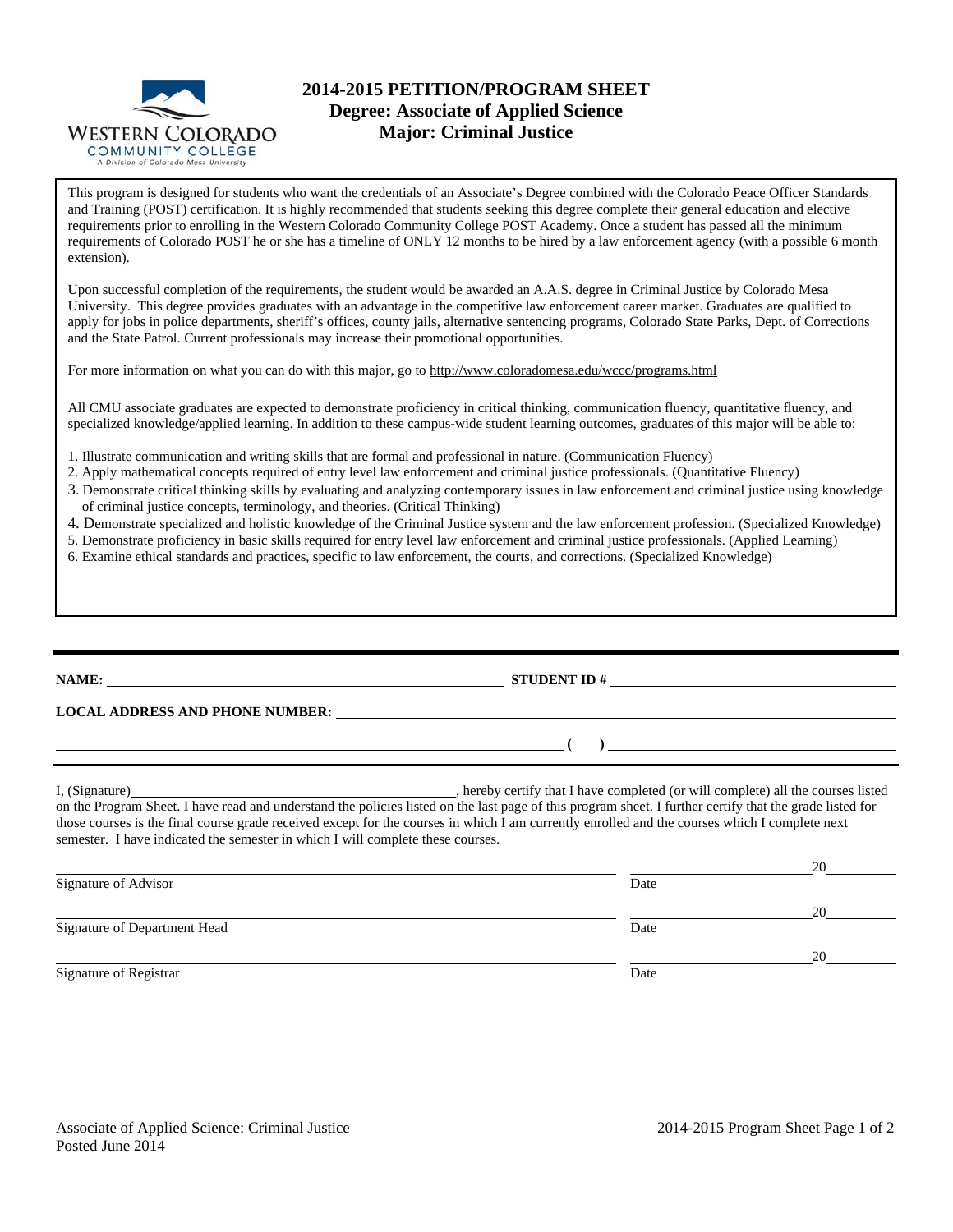# 2014-2015 PETITION/PROGRAM SHEET
## Degree: Associate of Applied Science
## Major: Criminal Justice

This program is designed for students who want the credentials of an Associate's Degree combined with the Colorado Peace Officer Standards and Training (POST) certification. It is highly recommended that students seeking this degree complete their general education and elective requirements prior to enrolling in the Western Colorado Community College POST Academy. Once a student has passed all the minimum requirements of Colorado POST he or she has a timeline of ONLY 12 months to be hired by a law enforcement agency (with a possible 6 month extension).

Upon successful completion of the requirements, the student would be awarded an A.A.S. degree in Criminal Justice by Colorado Mesa University. This degree provides graduates with an advantage in the competitive law enforcement career market. Graduates are qualified to apply for jobs in police departments, sheriff's offices, county jails, alternative sentencing programs, Colorado State Parks, Dept. of Corrections and the State Patrol. Current professionals may increase their promotional opportunities.

For more information on what you can do with this major, go to http://www.coloradomesa.edu/wccc/programs.html

All CMU associate graduates are expected to demonstrate proficiency in critical thinking, communication fluency, quantitative fluency, and specialized knowledge/applied learning. In addition to these campus-wide student learning outcomes, graduates of this major will be able to:

1. Illustrate communication and writing skills that are formal and professional in nature. (Communication Fluency)
2. Apply mathematical concepts required of entry level law enforcement and criminal justice professionals. (Quantitative Fluency)
3. Demonstrate critical thinking skills by evaluating and analyzing contemporary issues in law enforcement and criminal justice using knowledge of criminal justice concepts, terminology, and theories. (Critical Thinking)
4. Demonstrate specialized and holistic knowledge of the Criminal Justice system and the law enforcement profession. (Specialized Knowledge)
5. Demonstrate proficiency in basic skills required for entry level law enforcement and criminal justice professionals. (Applied Learning)
6. Examine ethical standards and practices, specific to law enforcement, the courts, and corrections. (Specialized Knowledge)

---

**NAME:** ______________________________ **STUDENT ID #** ______________________________

**LOCAL ADDRESS AND PHONE NUMBER:** ______________________________

______________________________ **( )** ______________________________

I, (Signature)______________________________, hereby certify that I have completed (or will complete) all the courses listed on the Program Sheet. I have read and understand the policies listed on the last page of this program sheet. I further certify that the grade listed for those courses is the final course grade received except for the courses in which I am currently enrolled and the courses which I complete next semester. I have indicated the semester in which I will complete these courses.

______________________________ ______________ 20______
Signature of Advisor Date

______________________________ ______________ 20______
Signature of Department Head Date

______________________________ ______________ 20______
Signature of Registrar Date

Associate of Applied Science: Criminal Justice
Posted June 2014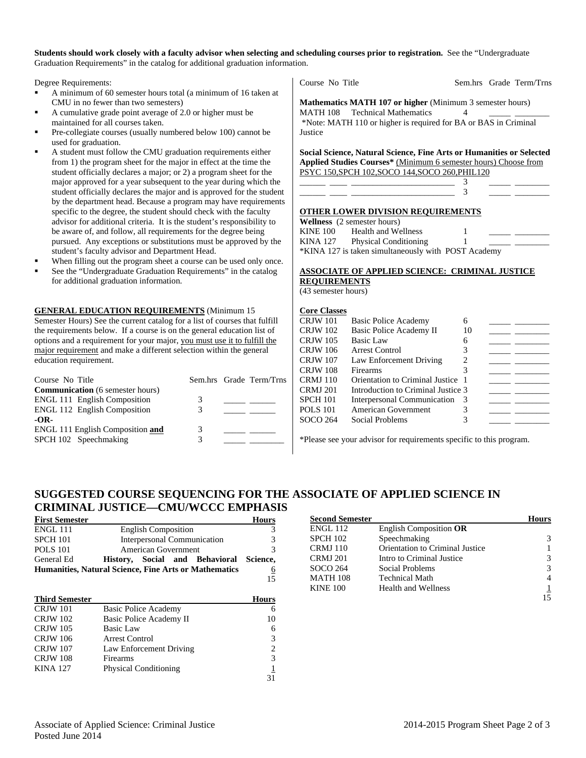**Students should work closely with a faculty advisor when selecting and scheduling courses prior to registration.** See the "Undergraduate Graduation Requirements" in the catalog for additional graduation information.

Degree Requirements:

- A minimum of 60 semester hours total (a minimum of 16 taken at CMU in no fewer than two semesters)
- A cumulative grade point average of 2.0 or higher must be maintained for all courses taken.
- Pre-collegiate courses (usually numbered below 100) cannot be used for graduation.
- A student must follow the CMU graduation requirements either from 1) the program sheet for the major in effect at the time the student officially declares a major; or 2) a program sheet for the major approved for a year subsequent to the year during which the student officially declares the major and is approved for the student by the department head. Because a program may have requirements specific to the degree, the student should check with the faculty advisor for additional criteria. It is the student's responsibility to be aware of, and follow, all requirements for the degree being pursued. Any exceptions or substitutions must be approved by the student's faculty advisor and Department Head.
- When filling out the program sheet a course can be used only once.
- See the "Undergraduate Graduation Requirements" in the catalog for additional graduation information.

**GENERAL EDUCATION REQUIREMENTS** (Minimum 15 Semester Hours) See the current catalog for a list of courses that fulfill the requirements below. If a course is on the general education list of options and a requirement for your major, you must use it to fulfill the major requirement and make a different selection within the general education requirement.

| Course No Title | Sem.hrs | Grade | Term/Trns |
|---|---|---|---|
| **Communication** (6 semester hours) | | | |
| ENGL 111 English Composition | 3 | _____ | ______ |
| ENGL 112 English Composition | 3 | _____ | ______ |
| **-OR-** | | | |
| ENGL 111 English Composition **and** | 3 | _____ | ______ |
| SPCH 102 Speechmaking | 3 | _____ | ______ |

| Course No Title | Sem.hrs | Grade | Term/Trns |
|---|---|---|---|
| **Mathematics MATH 107 or higher** (Minimum 3 semester hours) | | | |
| MATH 108 Technical Mathematics | 4 | _____ | ________ |

*Note: MATH 110 or higher is required for BA or BAS in Criminal Justice

**Social Science, Natural Science, Fine Arts or Humanities or Selected Applied Studies Courses*** (Minimum 6 semester hours) Choose from PSYC 150, SPCH 102, SOCO 144, SOCO 260, PHIL120

| Course No Title | Sem.hrs | Grade | Term/Trns |
|---|---|---|---|
| ______ ____ ______________________ | 3 | _____ | ________ |
| ______ ____ ______________________ | 3 | _____ | ________ |

**OTHER LOWER DIVISION REQUIREMENTS**

| Course No | Title | Sem.hrs | Grade | Term/Trns |
|---|---|---|---|---|
| **Wellness** (2 semester hours) | | | | |
| KINE 100 | Health and Wellness | 1 | _____ | ________ |
| KINA 127 | Physical Conditioning | 1 | _____ | ________ |

*KINA 127 is taken simultaneously with POST Academy

**ASSOCIATE OF APPLIED SCIENCE: CRIMINAL JUSTICE REQUIREMENTS**
(43 semester hours)

**Core Classes**

| Course No | Title | Sem.hrs | Grade | Term/Trns |
|---|---|---|---|---|
| CRJW 101 | Basic Police Academy | 6 | _____ | ________ |
| CRJW 102 | Basic Police Academy II | 10 | _____ | ________ |
| CRJW 105 | Basic Law | 6 | _____ | ________ |
| CRJW 106 | Arrest Control | 3 | _____ | ________ |
| CRJW 107 | Law Enforcement Driving | 2 | _____ | ________ |
| CRJW 108 | Firearms | 3 | _____ | ________ |
| CRMJ 110 | Orientation to Criminal Justice | 1 | _____ | ________ |
| CRMJ 201 | Introduction to Criminal Justice | 3 | _____ | ________ |
| SPCH 101 | Interpersonal Communication | 3 | _____ | ________ |
| POLS 101 | American Government | 3 | _____ | ________ |
| SOCO 264 | Social Problems | 3 | _____ | ________ |

*Please see your advisor for requirements specific to this program.

## SUGGESTED COURSE SEQUENCING FOR THE ASSOCIATE OF APPLIED SCIENCE IN CRIMINAL JUSTICE—CMU/WCCC EMPHASIS

| First Semester | | Hours |
|---|---|---|
| ENGL 111 | English Composition | 3 |
| SPCH 101 | Interpersonal Communication | 3 |
| POLS 101 | American Government | 3 |
| General Ed | **History, Social and Behavioral Science, Humanities, Natural Science, Fine Arts or Mathematics** | 6 |
| | | 15 |

| Second Semester | | Hours |
|---|---|---|
| ENGL 112 | English Composition **OR** | |
| SPCH 102 | Speechmaking | 3 |
| CRMJ 110 | Orientation to Criminal Justice | 1 |
| CRMJ 201 | Intro to Criminal Justice | 3 |
| SOCO 264 | Social Problems | 3 |
| MATH 108 | Technical Math | 4 |
| KINE 100 | Health and Wellness | 1 |
| | | 15 |

| Third Semester | | Hours |
|---|---|---|
| CRJW 101 | Basic Police Academy | 6 |
| CRJW 102 | Basic Police Academy II | 10 |
| CRJW 105 | Basic Law | 6 |
| CRJW 106 | Arrest Control | 3 |
| CRJW 107 | Law Enforcement Driving | 2 |
| CRJW 108 | Firearms | 3 |
| KINA 127 | Physical Conditioning | 1 |
| | | 31 |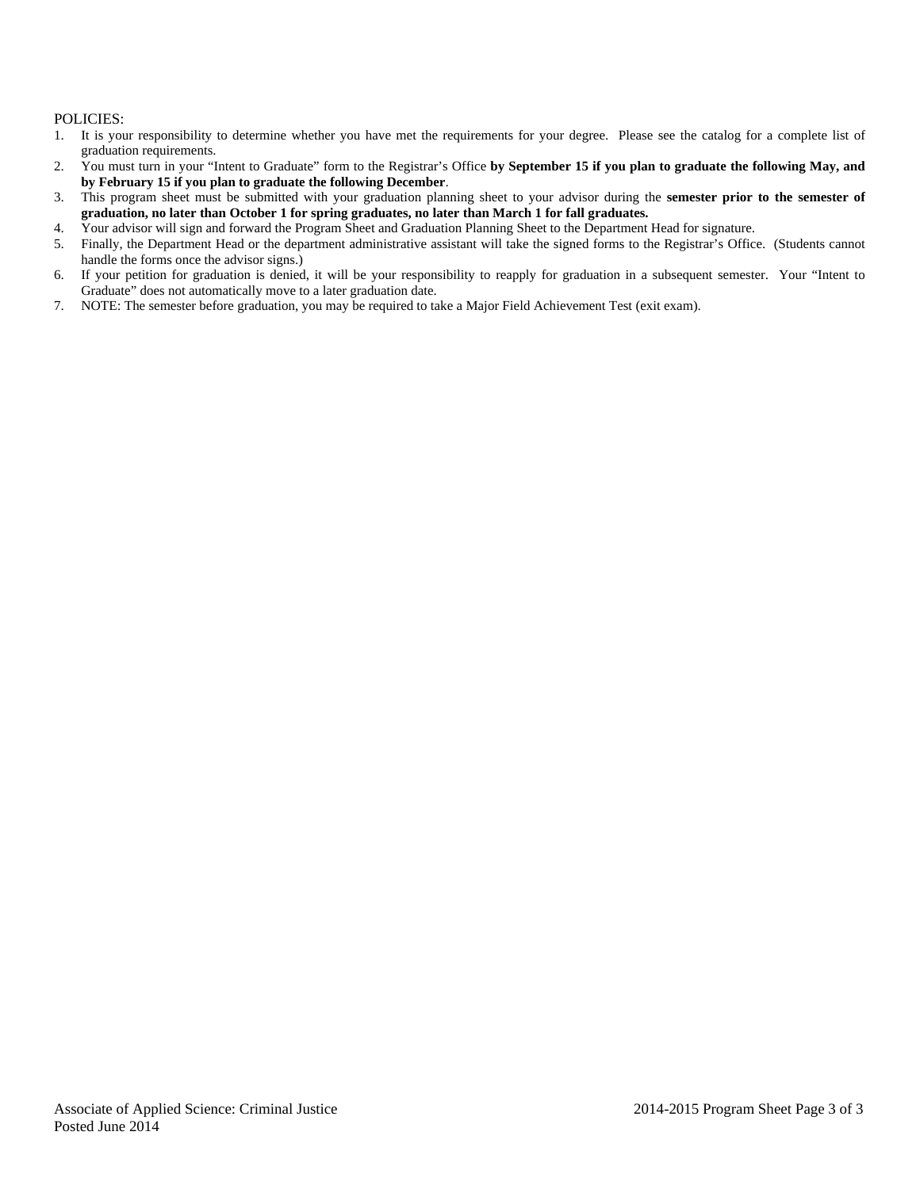POLICIES:

1. It is your responsibility to determine whether you have met the requirements for your degree. Please see the catalog for a complete list of graduation requirements.
2. You must turn in your "Intent to Graduate" form to the Registrar's Office **by September 15 if you plan to graduate the following May, and by February 15 if you plan to graduate the following December**.
3. This program sheet must be submitted with your graduation planning sheet to your advisor during the **semester prior to the semester of graduation, no later than October 1 for spring graduates, no later than March 1 for fall graduates.**
4. Your advisor will sign and forward the Program Sheet and Graduation Planning Sheet to the Department Head for signature.
5. Finally, the Department Head or the department administrative assistant will take the signed forms to the Registrar's Office. (Students cannot handle the forms once the advisor signs.)
6. If your petition for graduation is denied, it will be your responsibility to reapply for graduation in a subsequent semester. Your "Intent to Graduate" does not automatically move to a later graduation date.
7. NOTE: The semester before graduation, you may be required to take a Major Field Achievement Test (exit exam).